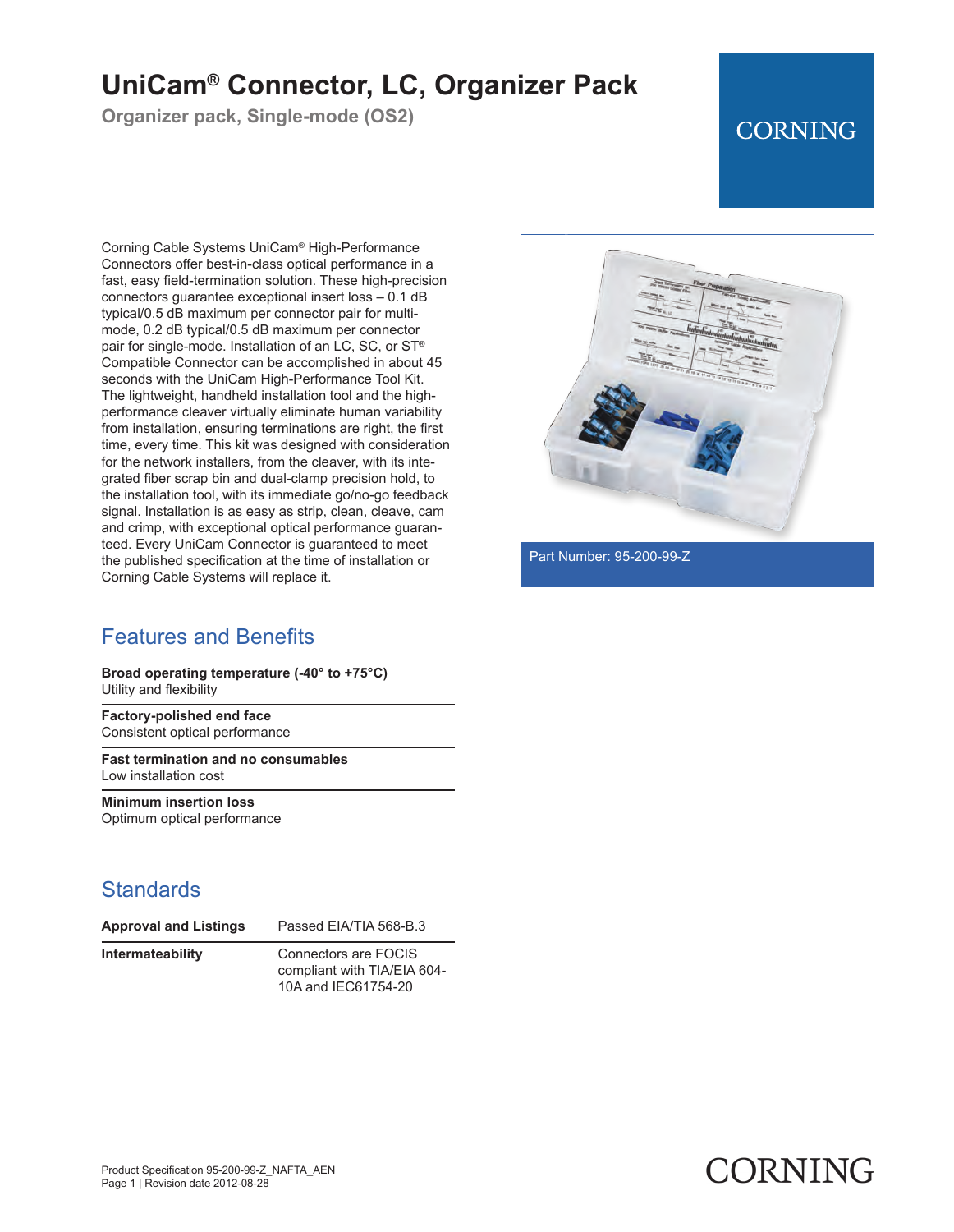# UniCam® Connector, LC, Organizer Pack

**Organizer pack, Single-mode (OS2)**

CORNING

Corning Cable Systems UniCam® High-Performance Connectors offer best-in-class optical performance in a fast, easy field-termination solution. These high-precision connectors guarantee exceptional insert loss – 0.1 dB typical/0.5 dB maximum per connector pair for multi-mode, 0.2 dB typical/0.5 dB maximum per connector pair for single-mode. Installation of an LC, SC, or ST® Compatible Connector can be accomplished in about 45 seconds with the UniCam High-Performance Tool Kit. The lightweight, handheld installation tool and the high-performance cleaver virtually eliminate human variability from installation, ensuring terminations are right, the first time, every time. This kit was designed with consideration for the network installers, from the cleaver, with its integrated fiber scrap bin and dual-clamp precision hold, to the installation tool, with its immediate go/no-go feedback signal. Installation is as easy as strip, clean, cleave, cam and crimp, with exceptional optical performance guaranteed. Every UniCam Connector is guaranteed to meet the published specification at the time of installation or Corning Cable Systems will replace it.

Part Number: 95-200-99-Z

## Features and Benefits

**Broad operating temperature (-40° to +75°C)**
Utility and flexibility

**Factory-polished end face**
Consistent optical performance

**Fast termination and no consumables**
Low installation cost

**Minimum insertion loss**
Optimum optical performance

## Standards

| | |
|---|---|
| **Approval and Listings** | Passed EIA/TIA 568-B.3 |
| **Intermateability** | Connectors are FOCIS compliant with TIA/EIA 604-10A and IEC61754-20 |

Product Specification 95-200-99-Z_NAFTA_AEN
Revision date 2012-08-28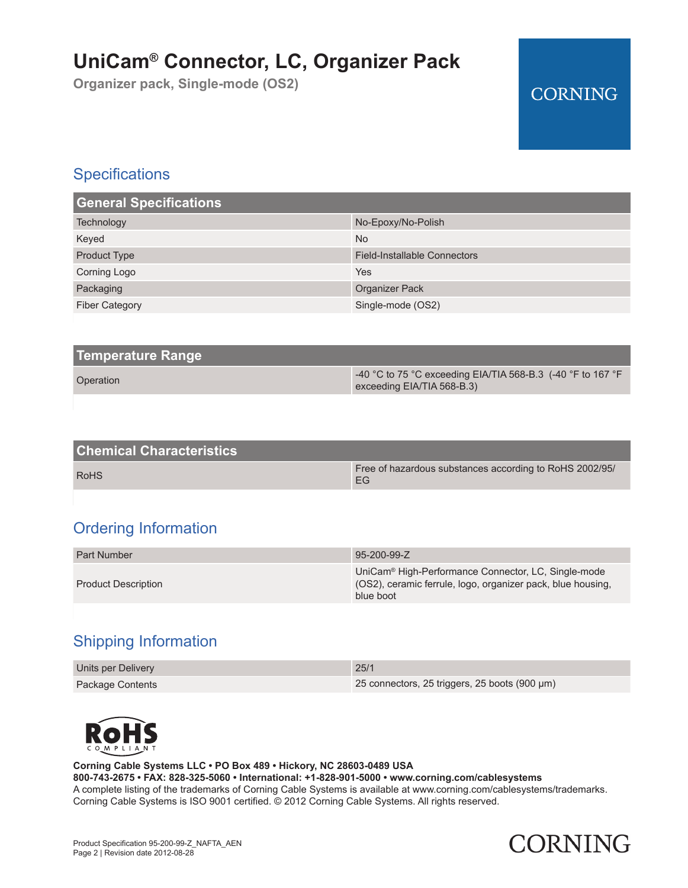# UniCam® Connector, LC, Organizer Pack

**Organizer pack, Single-mode (OS2)**

CORNING

## Specifications

| General Specifications | |
|---|---|
| Technology | No-Epoxy/No-Polish |
| Keyed | No |
| Product Type | Field-Installable Connectors |
| Corning Logo | Yes |
| Packaging | Organizer Pack |
| Fiber Category | Single-mode (OS2) |

| Temperature Range | |
|---|---|
| Operation | -40 °C to 75 °C exceeding EIA/TIA 568-B.3 (-40 °F to 167 °F exceeding EIA/TIA 568-B.3) |

| Chemical Characteristics | |
|---|---|
| RoHS | Free of hazardous substances according to RoHS 2002/95/EG |

## Ordering Information

| | |
|---|---|
| Part Number | 95-200-99-Z |
| Product Description | UniCam® High-Performance Connector, LC, Single-mode (OS2), ceramic ferrule, logo, organizer pack, blue housing, blue boot |

## Shipping Information

| | |
|---|---|
| Units per Delivery | 25/1 |
| Package Contents | 25 connectors, 25 triggers, 25 boots (900 μm) |

RoHS COMPLIANT

**Corning Cable Systems LLC • PO Box 489 • Hickory, NC 28603-0489 USA**
**800-743-2675 • FAX: 828-325-5060 • International: +1-828-901-5000 • www.corning.com/cablesystems**
A complete listing of the trademarks of Corning Cable Systems is available at www.corning.com/cablesystems/trademarks.
Corning Cable Systems is ISO 9001 certified. © 2012 Corning Cable Systems. All rights reserved.

Product Specification 95-200-99-Z_NAFTA_AEN
Revision date 2012-08-28

CORNING